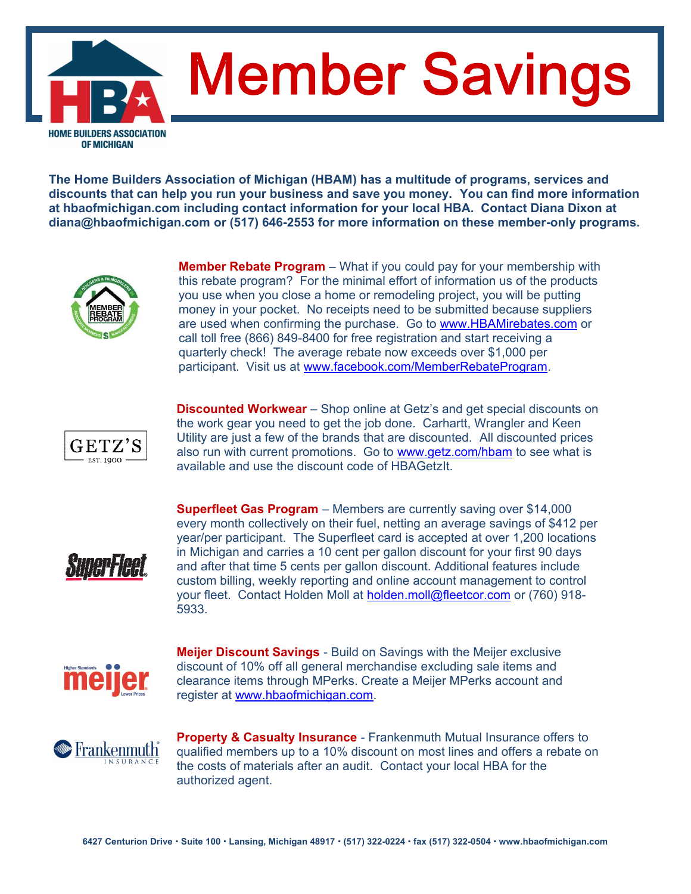# Member Savings

HOME BUILDERS ASSOCIATION OF MICHIGAN

**The Home Builders Association of Michigan (HBAM) has a multitude of programs, services and discounts that can help you run your business and save you money. You can find more information at hbaofmichigan.com including contact information for your local HBA. Contact Diana Dixon at diana@hbaofmichigan.com or (517) 646-2553 for more information on these member-only programs.**

**Member Rebate Program** – What if you could pay for your membership with this rebate program? For the minimal effort of information us of the products you use when you close a home or remodeling project, you will be putting money in your pocket. No receipts need to be submitted because suppliers are used when confirming the purchase. Go to www.HBAMirebates.com or call toll free (866) 849-8400 for free registration and start receiving a quarterly check! The average rebate now exceeds over $1,000 per participant. Visit us at www.facebook.com/MemberRebateProgram.

**Discounted Workwear** – Shop online at Getz's and get special discounts on the work gear you need to get the job done. Carhartt, Wrangler and Keen Utility are just a few of the brands that are discounted. All discounted prices also run with current promotions. Go to www.getz.com/hbam to see what is available and use the discount code of HBAGetzIt.

**Superfleet Gas Program** – Members are currently saving over $14,000 every month collectively on their fuel, netting an average savings of $412 per year/per participant. The Superfleet card is accepted at over 1,200 locations in Michigan and carries a 10 cent per gallon discount for your first 90 days and after that time 5 cents per gallon discount. Additional features include custom billing, weekly reporting and online account management to control your fleet. Contact Holden Moll at holden.moll@fleetcor.com or (760) 918-5933.

**Meijer Discount Savings** - Build on Savings with the Meijer exclusive discount of 10% off all general merchandise excluding sale items and clearance items through MPerks. Create a Meijer MPerks account and register at www.hbaofmichigan.com.

**Property & Casualty Insurance** - Frankenmuth Mutual Insurance offers to qualified members up to a 10% discount on most lines and offers a rebate on the costs of materials after an audit. Contact your local HBA for the authorized agent.

6427 Centurion Drive • Suite 100 • Lansing, Michigan 48917 • (517) 322-0224 • fax (517) 322-0504 • www.hbaofmichigan.com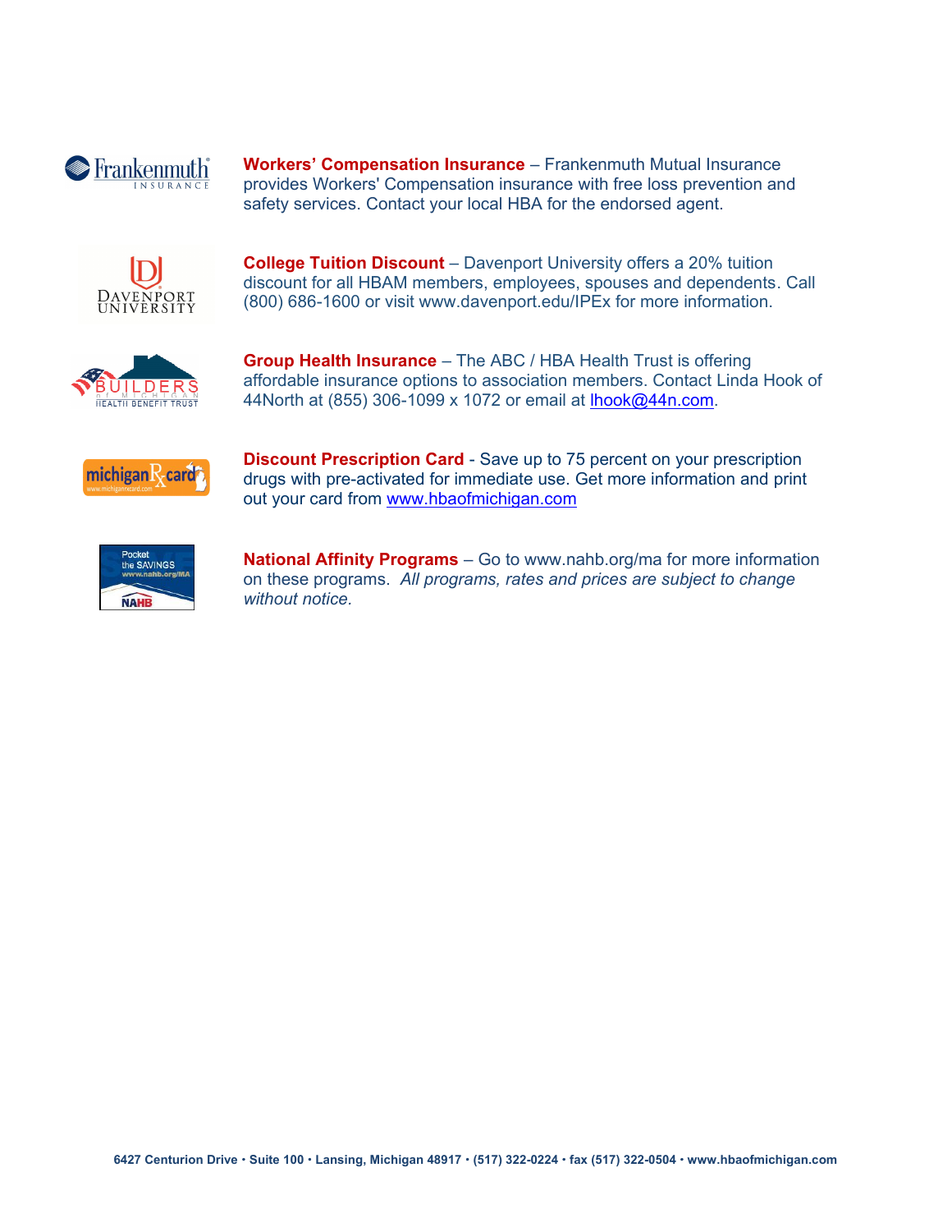**Workers' Compensation Insurance** – Frankenmuth Mutual Insurance provides Workers' Compensation insurance with free loss prevention and safety services. Contact your local HBA for the endorsed agent.

**College Tuition Discount** – Davenport University offers a 20% tuition discount for all HBAM members, employees, spouses and dependents. Call (800) 686-1600 or visit www.davenport.edu/IPEx for more information.

**Group Health Insurance** – The ABC / HBA Health Trust is offering affordable insurance options to association members. Contact Linda Hook of 44North at (855) 306-1099 x 1072 or email at lhook@44n.com.

**Discount Prescription Card** - Save up to 75 percent on your prescription drugs with pre-activated for immediate use. Get more information and print out your card from www.hbaofmichigan.com

**National Affinity Programs** – Go to www.nahb.org/ma for more information on these programs. *All programs, rates and prices are subject to change without notice.*

**6427 Centurion Drive • Suite 100 • Lansing, Michigan 48917 • (517) 322-0224 • fax (517) 322-0504 • www.hbaofmichigan.com**